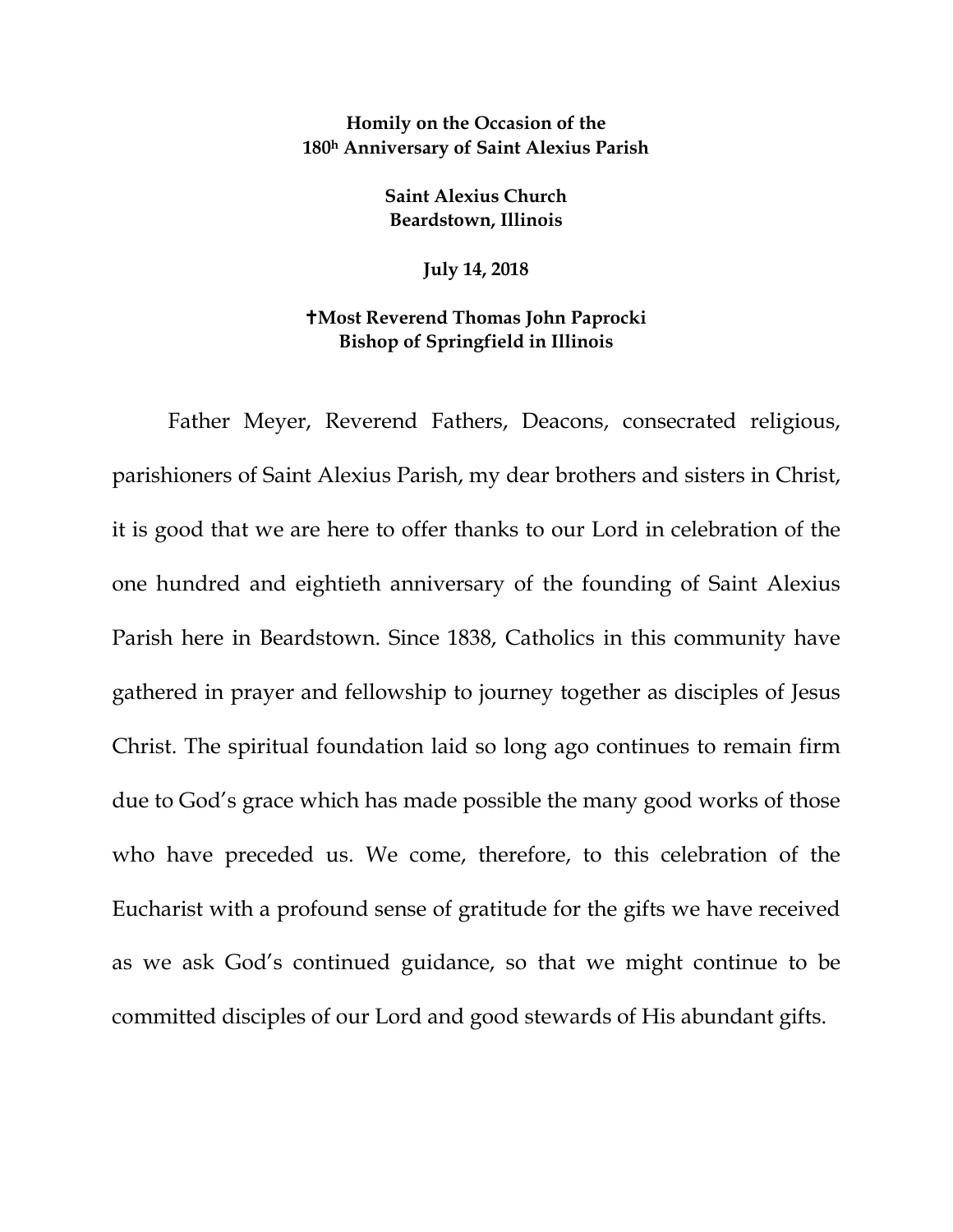**Homily on the Occasion of the 180h Anniversary of Saint Alexius Parish**

**Saint Alexius Church**
**Beardstown, Illinois**

**July 14, 2018**

**✝Most Reverend Thomas John Paprocki**
**Bishop of Springfield in Illinois**

Father Meyer, Reverend Fathers, Deacons, consecrated religious, parishioners of Saint Alexius Parish, my dear brothers and sisters in Christ, it is good that we are here to offer thanks to our Lord in celebration of the one hundred and eightieth anniversary of the founding of Saint Alexius Parish here in Beardstown. Since 1838, Catholics in this community have gathered in prayer and fellowship to journey together as disciples of Jesus Christ. The spiritual foundation laid so long ago continues to remain firm due to God's grace which has made possible the many good works of those who have preceded us. We come, therefore, to this celebration of the Eucharist with a profound sense of gratitude for the gifts we have received as we ask God's continued guidance, so that we might continue to be committed disciples of our Lord and good stewards of His abundant gifts.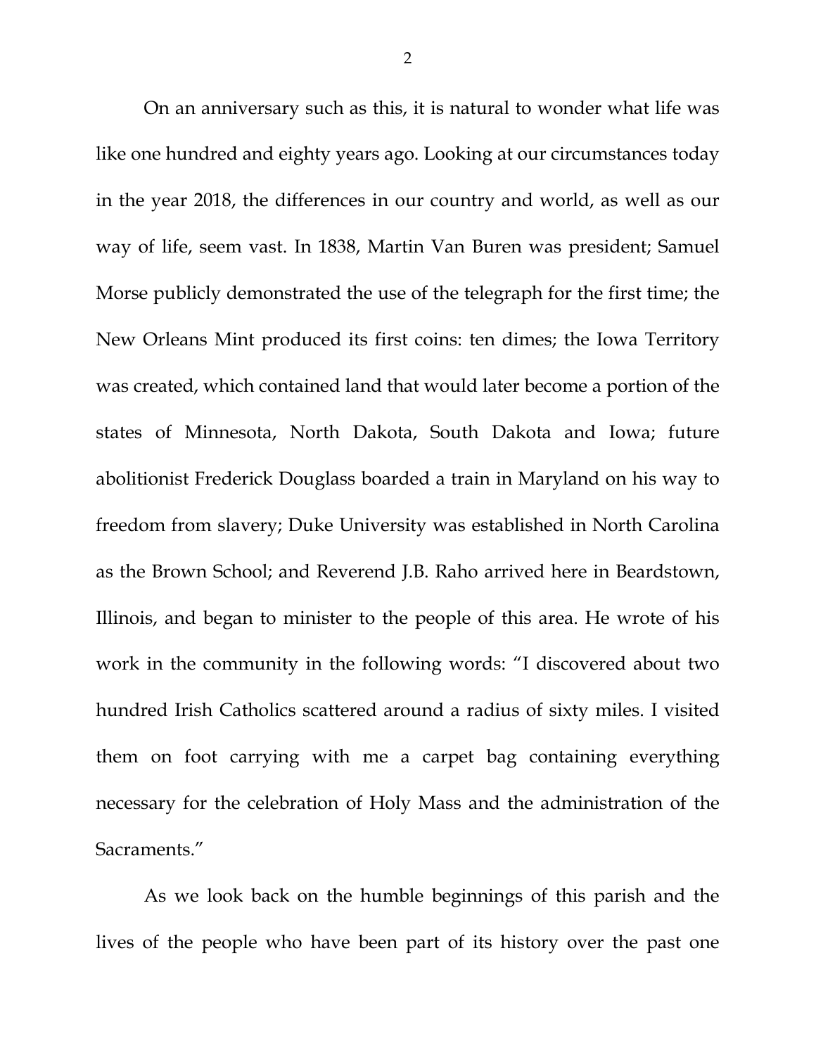On an anniversary such as this, it is natural to wonder what life was like one hundred and eighty years ago. Looking at our circumstances today in the year 2018, the differences in our country and world, as well as our way of life, seem vast. In 1838, Martin Van Buren was president; Samuel Morse publicly demonstrated the use of the telegraph for the first time; the New Orleans Mint produced its first coins: ten dimes; the Iowa Territory was created, which contained land that would later become a portion of the states of Minnesota, North Dakota, South Dakota and Iowa; future abolitionist Frederick Douglass boarded a train in Maryland on his way to freedom from slavery; Duke University was established in North Carolina as the Brown School; and Reverend J.B. Raho arrived here in Beardstown, Illinois, and began to minister to the people of this area. He wrote of his work in the community in the following words: "I discovered about two hundred Irish Catholics scattered around a radius of sixty miles. I visited them on foot carrying with me a carpet bag containing everything necessary for the celebration of Holy Mass and the administration of the Sacraments."

As we look back on the humble beginnings of this parish and the lives of the people who have been part of its history over the past one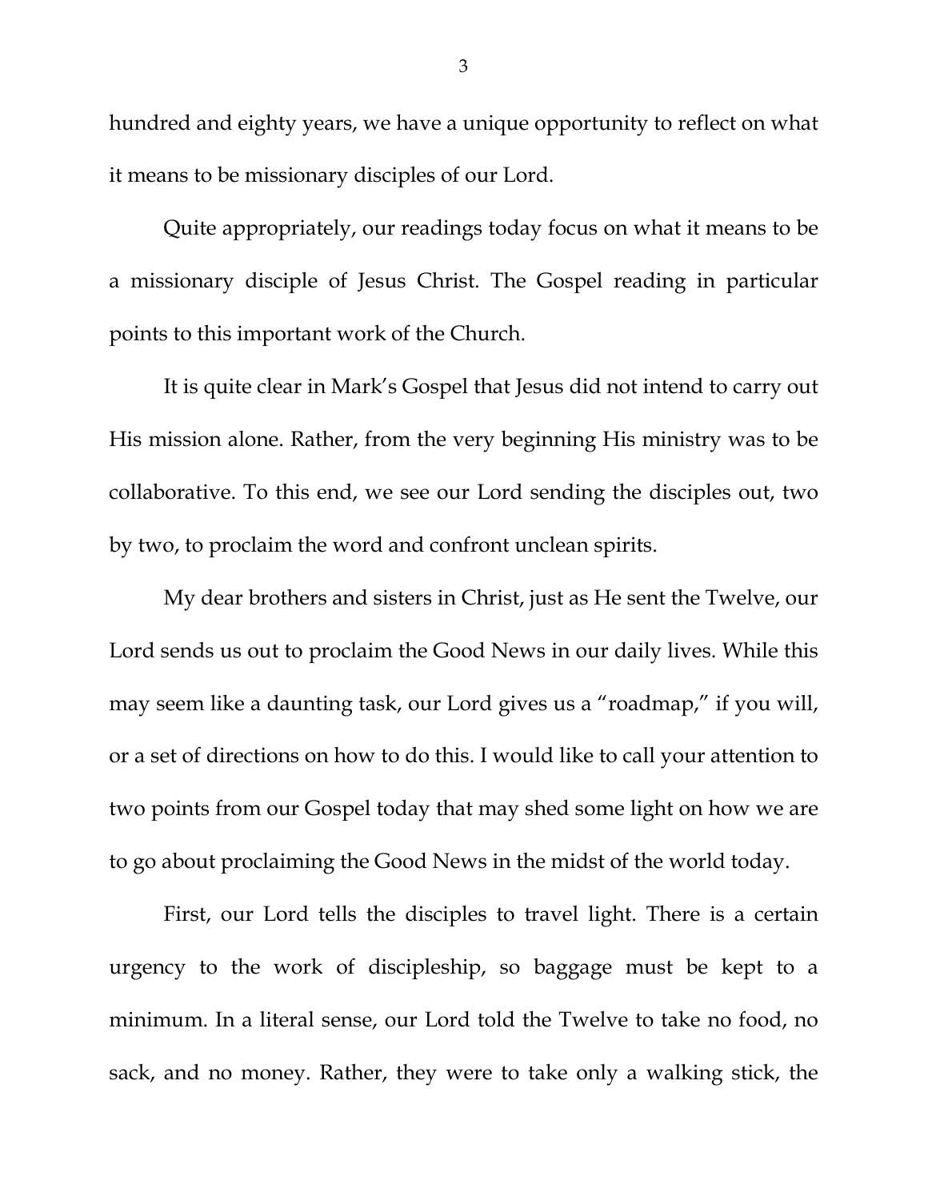hundred and eighty years, we have a unique opportunity to reflect on what it means to be missionary disciples of our Lord.

Quite appropriately, our readings today focus on what it means to be a missionary disciple of Jesus Christ. The Gospel reading in particular points to this important work of the Church.

It is quite clear in Mark's Gospel that Jesus did not intend to carry out His mission alone. Rather, from the very beginning His ministry was to be collaborative. To this end, we see our Lord sending the disciples out, two by two, to proclaim the word and confront unclean spirits.

My dear brothers and sisters in Christ, just as He sent the Twelve, our Lord sends us out to proclaim the Good News in our daily lives. While this may seem like a daunting task, our Lord gives us a "roadmap," if you will, or a set of directions on how to do this. I would like to call your attention to two points from our Gospel today that may shed some light on how we are to go about proclaiming the Good News in the midst of the world today.

First, our Lord tells the disciples to travel light. There is a certain urgency to the work of discipleship, so baggage must be kept to a minimum. In a literal sense, our Lord told the Twelve to take no food, no sack, and no money. Rather, they were to take only a walking stick, the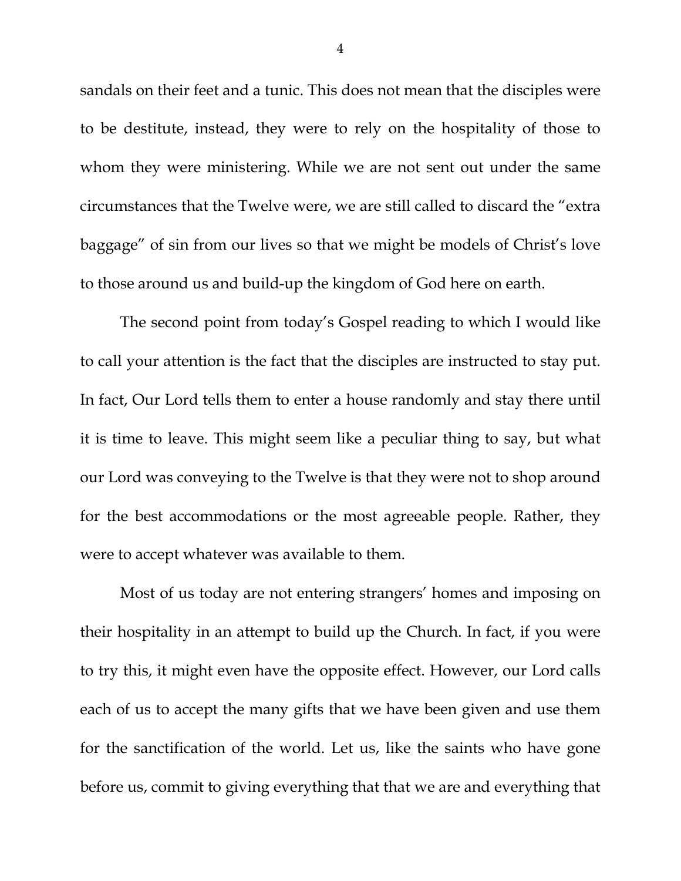sandals on their feet and a tunic. This does not mean that the disciples were to be destitute, instead, they were to rely on the hospitality of those to whom they were ministering. While we are not sent out under the same circumstances that the Twelve were, we are still called to discard the "extra baggage" of sin from our lives so that we might be models of Christ's love to those around us and build-up the kingdom of God here on earth.

The second point from today's Gospel reading to which I would like to call your attention is the fact that the disciples are instructed to stay put. In fact, Our Lord tells them to enter a house randomly and stay there until it is time to leave. This might seem like a peculiar thing to say, but what our Lord was conveying to the Twelve is that they were not to shop around for the best accommodations or the most agreeable people. Rather, they were to accept whatever was available to them.

Most of us today are not entering strangers' homes and imposing on their hospitality in an attempt to build up the Church. In fact, if you were to try this, it might even have the opposite effect. However, our Lord calls each of us to accept the many gifts that we have been given and use them for the sanctification of the world. Let us, like the saints who have gone before us, commit to giving everything that that we are and everything that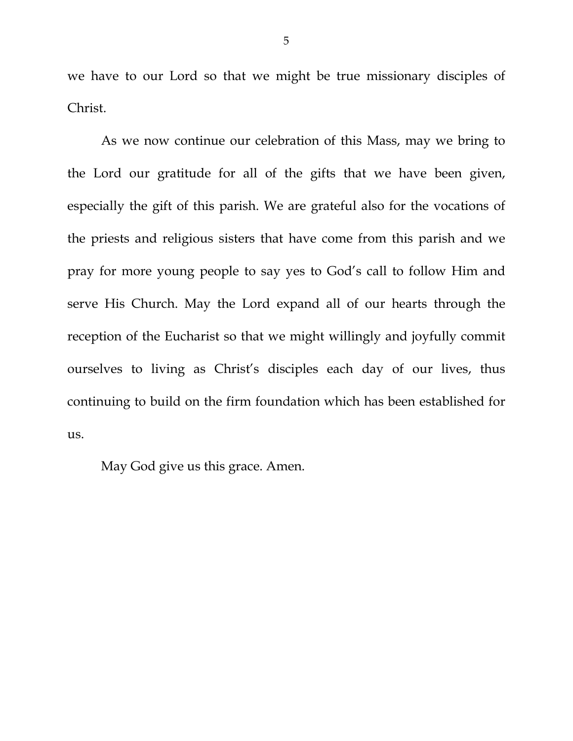we have to our Lord so that we might be true missionary disciples of Christ.

As we now continue our celebration of this Mass, may we bring to the Lord our gratitude for all of the gifts that we have been given, especially the gift of this parish. We are grateful also for the vocations of the priests and religious sisters that have come from this parish and we pray for more young people to say yes to God's call to follow Him and serve His Church. May the Lord expand all of our hearts through the reception of the Eucharist so that we might willingly and joyfully commit ourselves to living as Christ's disciples each day of our lives, thus continuing to build on the firm foundation which has been established for us.

May God give us this grace. Amen.